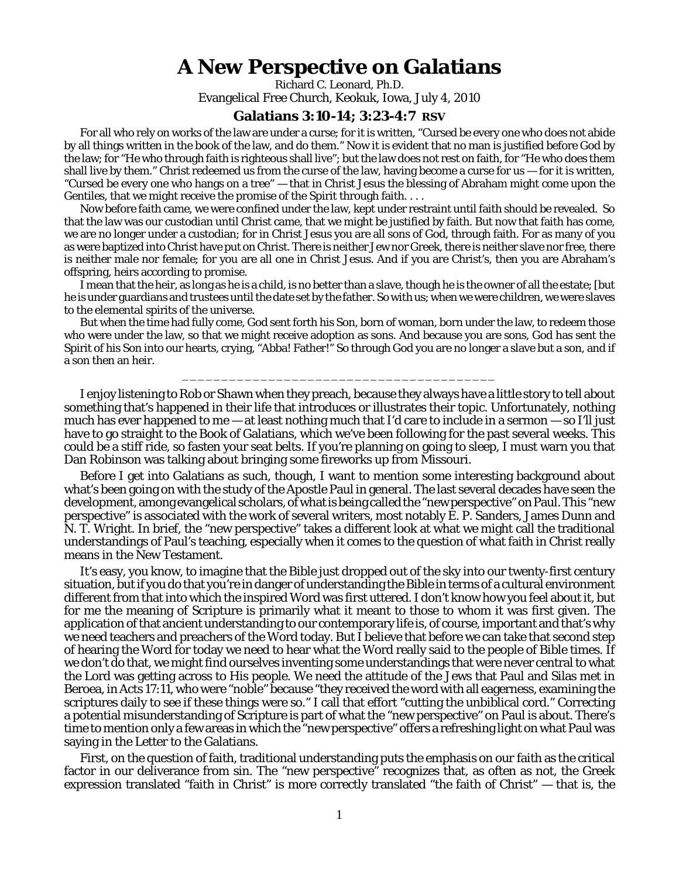# A New Perspective on Galatians

Richard C. Leonard, Ph.D.
Evangelical Free Church, Keokuk, Iowa, July 4, 2010

### Galatians 3:10-14; 3:23-4:7 RSV

For all who rely on works of the law are under a curse; for it is written, "Cursed be every one who does not abide by all things written in the book of the law, and do them." Now it is evident that no man is justified before God by the law; for "He who through faith is righteous shall live"; but the law does not rest on faith, for "He who does them shall live by them." Christ redeemed us from the curse of the law, having become a curse for us — for it is written, "Cursed be every one who hangs on a tree" — that in Christ Jesus the blessing of Abraham might come upon the Gentiles, that we might receive the promise of the Spirit through faith. . . .

Now before faith came, we were confined under the law, kept under restraint until faith should be revealed. So that the law was our custodian until Christ came, that we might be justified by faith. But now that faith has come, we are no longer under a custodian; for in Christ Jesus you are all sons of God, through faith. For as many of you as were baptized into Christ have put on Christ. There is neither Jew nor Greek, there is neither slave nor free, there is neither male nor female; for you are all one in Christ Jesus. And if you are Christ's, then you are Abraham's offspring, heirs according to promise.

I mean that the heir, as long as he is a child, is no better than a slave, though he is the owner of all the estate; [but he is under guardians and trustees until the date set by the father. So with us; when we were children, we were slaves to the elemental spirits of the universe.

But when the time had fully come, God sent forth his Son, born of woman, born under the law, to redeem those who were under the law, so that we might receive adoption as sons. And because you are sons, God has sent the Spirit of his Son into our hearts, crying, "Abba! Father!" So through God you are no longer a slave but a son, and if a son then an heir.

_________________________________________

I enjoy listening to Rob or Shawn when they preach, because they always have a little story to tell about something that's happened in their life that introduces or illustrates their topic. Unfortunately, nothing much has ever happened to me — at least nothing much that I'd care to include in a sermon — so I'll just have to go straight to the Book of Galatians, which we've been following for the past several weeks. This could be a stiff ride, so fasten your seat belts. If you're planning on going to sleep, I must warn you that Dan Robinson was talking about bringing some fireworks up from Missouri.

Before I get into Galatians as such, though, I want to mention some interesting background about what's been going on with the study of the Apostle Paul in general. The last several decades have seen the development, among evangelical scholars, of what is being called the "new perspective" on Paul. This "new perspective" is associated with the work of several writers, most notably E. P. Sanders, James Dunn and N. T. Wright. In brief, the "new perspective" takes a different look at what we might call the traditional understandings of Paul's teaching, especially when it comes to the question of what faith in Christ really means in the New Testament.

It's easy, you know, to imagine that the Bible just dropped out of the sky into our twenty-first century situation, but if you do that you're in danger of understanding the Bible in terms of a cultural environment different from that into which the inspired Word was first uttered. I don't know how you feel about it, but for me the meaning of Scripture is primarily what it meant to those to whom it was first given. The application of that ancient understanding to our contemporary life is, of course, important and that's why we need teachers and preachers of the Word today. But I believe that before we can take that second step of hearing the Word for today we need to hear what the Word really said to the people of Bible times. If we don't do that, we might find ourselves inventing some understandings that were never central to what the Lord was getting across to His people. We need the attitude of the Jews that Paul and Silas met in Beroea, in Acts 17:11, who were "noble" because "they received the word with all eagerness, examining the scriptures daily to see if these things were so." I call that effort "cutting the unbiblical cord." Correcting a potential misunderstanding of Scripture is part of what the "new perspective" on Paul is about. There's time to mention only a few areas in which the "new perspective" offers a refreshing light on what Paul was saying in the Letter to the Galatians.

First, on the question of faith, traditional understanding puts the emphasis on our faith as the critical factor in our deliverance from sin. The "new perspective" recognizes that, as often as not, the Greek expression translated "faith in Christ" is more correctly translated "the faith of Christ" — that is, the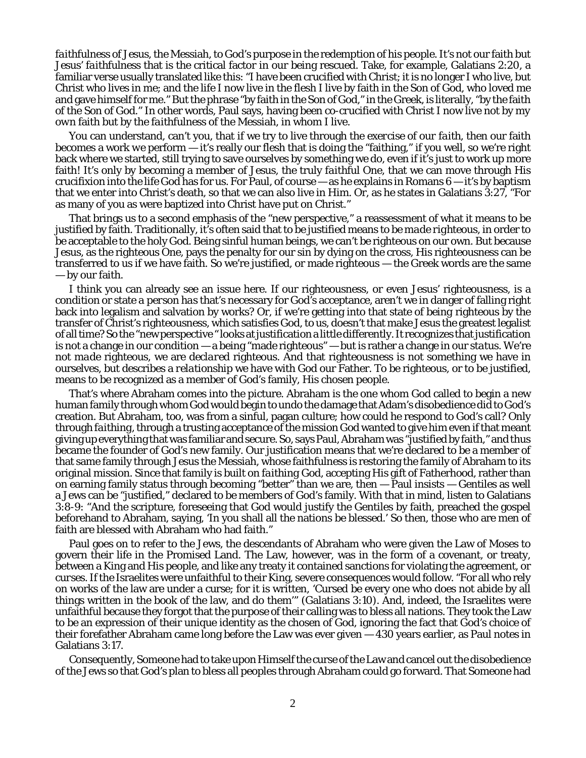*faithfulness* of Jesus, the Messiah, to God's purpose in the redemption of his people. It's not our faith but *Jesus' faithfulness* that is the critical factor in our being rescued. Take, for example, Galatians 2:20, a familiar verse usually translated like this: "I have been crucified with Christ; it is no longer I who live, but Christ who lives in me; and the life I now live in the flesh I live by faith in the Son of God, who loved me and gave himself for me." But the phrase "by faith in the Son of God," in the Greek, is literally, "by the faith of the Son of God." In other words, Paul says, having been co-crucified with Christ I now live not by my own faith but by the *faithfulness* of the Messiah, in whom I live.

You can understand, can't you, that if we try to live through the *exercise of our faith*, then our faith becomes a work we perform — it's really our flesh that is doing the "faithing," if you well, so we're right back where we started, still trying to save ourselves by something we do, even if it's just to work up more faith! It's only by becoming a member of Jesus, the truly *faithful* One, that we can move through His crucifixion into the life God has for us. For Paul, of course — as he explains in Romans 6 — it's by baptism that we enter into Christ's death, so that we can also live in Him. Or, as he states in Galatians 3:27, "For as many of you as were baptized into Christ have put on Christ."

That brings us to a second emphasis of the "new perspective," a reassessment of what it means to be justified by faith. Traditionally, it's often said that to be justified means to be *made* righteous, in order to be acceptable to the holy God. Being sinful human beings, we can't be righteous on our own. But because Jesus, as the righteous One, pays the penalty for our sin by dying on the cross, His righteousness can be transferred to us if we have faith. So we're justified, or made righteous — the Greek words are the same — by our faith.

I think you can already see an issue here. If our righteousness, or even Jesus' righteousness, is a condition or state a person has that's necessary for God's acceptance, aren't we in danger of falling right back into legalism and salvation by works? Or, if we're getting into that state of being righteous by the transfer of Christ's righteousness, which satisfies God, to us, doesn't that make Jesus the greatest legalist of all time? So the "new perspective " looks at justification a little differently. It recognizes that justification is not a change in our condition — a being "made righteous" — but is rather a change in our *status*. We're not *made* righteous, we are *declared* righteous. And that righteousness is not something we have in ourselves, but describes a *relationship* we have with God our Father. To be righteous, or to be justified, means to be recognized as a member of God's family, His chosen people.

That's where Abraham comes into the picture. Abraham is the one whom God called to begin a new human family through whom God would begin to undo the damage that Adam's disobedience did to God's creation. But Abraham, too, was from a sinful, pagan culture; how could he respond to God's call? Only through *faithing*, through a trusting acceptance of the mission God wanted to give him even if that meant giving up everything that was familiar and secure. So, says Paul, Abraham was "justified by faith," and thus became the founder of God's new family. Our justification means that we're declared to be a member of that same family through Jesus the Messiah, whose faithfulness is restoring the family of Abraham to its original mission. Since that family is built on *faithing* God, accepting His gift of Fatherhood, rather than on earning family status through becoming "better" than we are, then — Paul insists — Gentiles as well a Jews can be "justified," declared to be members of God's family. With that in mind, listen to Galatians 3:8-9: "And the scripture, foreseeing that God would justify the Gentiles by faith, preached the gospel beforehand to Abraham, saying, 'In you shall all the nations be blessed.' So then, those who are men of faith are blessed with Abraham who had faith."

Paul goes on to refer to the Jews, the descendants of Abraham who were given the Law of Moses to govern their life in the Promised Land. The Law, however, was in the form of a covenant, or treaty, between a King and His people, and like any treaty it contained sanctions for violating the agreement, or curses. If the Israelites were unfaithful to their King, severe consequences would follow. "For all who rely on works of the law are under a curse; for it is written, 'Cursed be every one who does not abide by all things written in the book of the law, and do them'" (Galatians 3:10). And, indeed, the Israelites were unfaithful because they forgot that the purpose of their calling was to bless all nations. They took the Law to be an expression of their unique identity as the chosen of God, ignoring the fact that God's choice of their forefather Abraham came long before the Law was ever given — 430 years earlier, as Paul notes in Galatians 3:17.

Consequently, Someone had to take upon Himself the curse of the Law and cancel out the disobedience of the Jews so that God's plan to bless all peoples through Abraham could go forward. That Someone had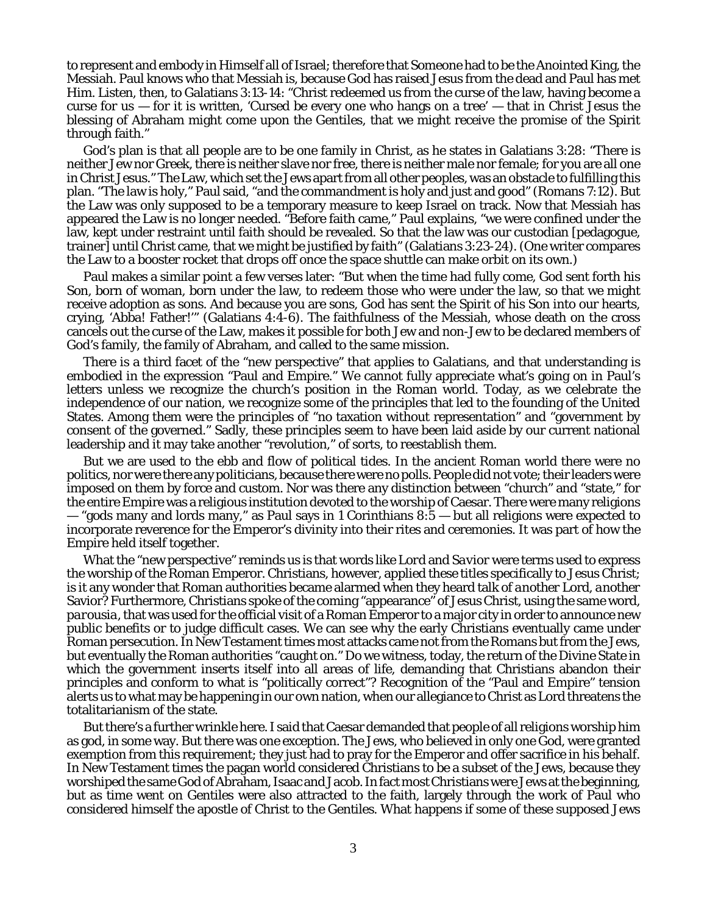to represent and embody in Himself all of Israel; therefore that Someone had to be the Anointed King, the Messiah. Paul knows who that Messiah is, because God has raised Jesus from the dead and Paul has met Him. Listen, then, to Galatians 3:13-14: "Christ redeemed us from the curse of the law, having become a curse for us — for it is written, 'Cursed be every one who hangs on a tree' — that in Christ Jesus the blessing of Abraham might come upon the Gentiles, that we might receive the promise of the Spirit through faith."

God's plan is that all people are to be one family in Christ, as he states in Galatians 3:28: "There is neither Jew nor Greek, there is neither slave nor free, there is neither male nor female; for you are all one in Christ Jesus." The Law, which set the Jews apart from all other peoples, was an obstacle to fulfilling this plan. "The law is holy," Paul said, "and the commandment is holy and just and good" (Romans 7:12). But the Law was only supposed to be a temporary measure to keep Israel on track. Now that Messiah has appeared the Law is no longer needed. "Before faith came," Paul explains, "we were confined under the law, kept under restraint until faith should be revealed. So that the law was our custodian [pedagogue, trainer] until Christ came, that we might be justified by faith" (Galatians 3:23-24). (One writer compares the Law to a booster rocket that drops off once the space shuttle can make orbit on its own.)

Paul makes a similar point a few verses later: "But when the time had fully come, God sent forth his Son, born of woman, born under the law, to redeem those who were under the law, so that we might receive adoption as sons. And because you are sons, God has sent the Spirit of his Son into our hearts, crying, 'Abba! Father!'" (Galatians 4:4-6). The faithfulness of the Messiah, whose death on the cross cancels out the curse of the Law, makes it possible for both Jew and non-Jew to be declared members of God's family, the family of Abraham, and called to the same mission.

There is a third facet of the "new perspective" that applies to Galatians, and that understanding is embodied in the expression "Paul and Empire." We cannot fully appreciate what's going on in Paul's letters unless we recognize the church's position in the Roman world. Today, as we celebrate the independence of our nation, we recognize some of the principles that led to the founding of the United States. Among them were the principles of "no taxation without representation" and "government by consent of the governed." Sadly, these principles seem to have been laid aside by our current national leadership and it may take another "revolution," of sorts, to reestablish them.

But we are used to the ebb and flow of political tides. In the ancient Roman world there were no politics, nor were there any politicians, because there were no polls. People did not vote; their leaders were imposed on them by force and custom. Nor was there any distinction between "church" and "state," for the entire Empire was a religious institution devoted to the worship of Caesar. There were many religions — "gods many and lords many," as Paul says in 1 Corinthians 8:5 — but all religions were expected to incorporate reverence for the Emperor's divinity into their rites and ceremonies. It was part of how the Empire held itself together.

What the "new perspective" reminds us is that words like *Lord* and *Savior* were terms used to express the worship of the Roman Emperor. Christians, however, applied these titles specifically to Jesus Christ; is it any wonder that Roman authorities became alarmed when they heard talk of *another* Lord, *another* Savior? Furthermore, Christians spoke of the coming "appearance" of Jesus Christ, using the same word, *parousia*, that was used for the official visit of a Roman Emperor to a major city in order to announce new public benefits or to judge difficult cases. We can see why the early Christians eventually came under Roman persecution. In New Testament times most attacks came not from the Romans but from the Jews, but eventually the Roman authorities "caught on." Do we witness, today, the return of the Divine State in which the government inserts itself into all areas of life, demanding that Christians abandon their principles and conform to what is "politically correct"? Recognition of the "Paul and Empire" tension alerts us to what may be happening in our own nation, when our allegiance to Christ as Lord threatens the totalitarianism of the state.

But there's a further wrinkle here. I said that Caesar demanded that people of all religions worship him as god, in some way. But there was one exception. The Jews, who believed in only one God, were granted exemption from this requirement; they just had to pray for the Emperor and offer sacrifice in his behalf. In New Testament times the pagan world considered Christians to be a subset of the Jews, because they worshiped the same God of Abraham, Isaac and Jacob. In fact most Christians were Jews at the beginning, but as time went on Gentiles were also attracted to the faith, largely through the work of Paul who considered himself the apostle of Christ to the Gentiles. What happens if some of these supposed Jews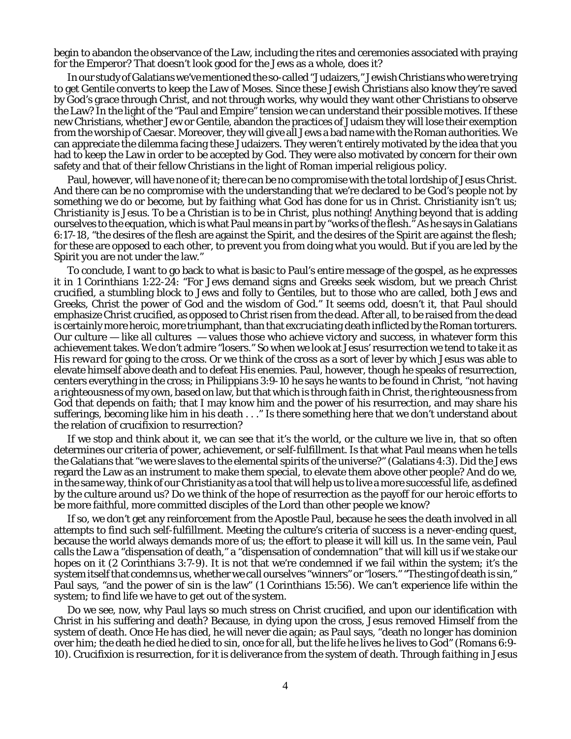begin to abandon the observance of the Law, including the rites and ceremonies associated with praying for the Emperor? That doesn't look good for the Jews as a whole, does it?

In our study of Galatians we've mentioned the so-called "Judaizers," Jewish Christians who were trying to get Gentile converts to keep the Law of Moses. Since these Jewish Christians also know they're saved by God's grace through Christ, and not through works, why would they want other Christians to observe the Law? In the light of the "Paul and Empire" tension we can understand their possible motives. If these new Christians, whether Jew or Gentile, abandon the practices of Judaism they will lose their exemption from the worship of Caesar. Moreover, they will give all Jews a bad name with the Roman authorities. We can appreciate the dilemma facing these Judaizers. They weren't entirely motivated by the idea that you had to keep the Law in order to be accepted by God. They were also motivated by concern for their own safety and that of their fellow Christians in the light of Roman imperial religious policy.

Paul, however, will have none of it; there can be no compromise with the total lordship of Jesus Christ. And there can be no compromise with the understanding that we're declared to be God's people not by something we do or become, but by *faithing* what God has done for us in Christ. Christianity isn't us; *Christianity is Jesus*. To be a Christian is to be in Christ, plus nothing! Anything beyond that is adding ourselves to the equation, which is what Paul means in part by "works of the flesh." As he says in Galatians 6:17-18, "the desires of the flesh are against the Spirit, and the desires of the Spirit are against the flesh; for these are opposed to each other, to prevent you from doing what you would. But if you are led by the Spirit you are not under the law."

To conclude, I want to go back to what is basic to Paul's entire message of the gospel, as he expresses it in 1 Corinthians 1:22-24: "For Jews demand signs and Greeks seek wisdom, but we preach Christ crucified, a stumbling block to Jews and folly to Gentiles, but to those who are called, both Jews and Greeks, Christ the power of God and the wisdom of God." It seems odd, doesn't it, that Paul should emphasize Christ crucified, as opposed to Christ risen from the dead. After all, to be raised from the dead is certainly more heroic, more triumphant, than that *excruciating* death inflicted by the Roman torturers. Our culture — like all cultures — values those who achieve victory and success, in whatever form this achievement takes. We don't admire "losers." So when we look at Jesus' resurrection we tend to take it as His *reward* for going to the cross. Or we think of the cross as a sort of lever by which Jesus was able to elevate himself above death and to defeat His enemies. Paul, however, though he speaks of resurrection, centers everything in the cross; in Philippians 3:9-10 he says he wants to be found in Christ, "not having a righteousness of my own, based on law, but that which is through faith in Christ, the righteousness from God that depends on faith; that I may know him and the power of his resurrection, and may share his sufferings, becoming like him in his death . . ." Is there something here that we don't understand about the relation of crucifixion to resurrection?

If we stop and think about it, we can see that it's the world, or the culture we live in, that so often determines our criteria of power, achievement, or self-fulfillment. Is that what Paul means when he tells the Galatians that "we were slaves to the elemental spirits of the universe?" (Galatians 4:3). Did the Jews regard the Law as an instrument to make them special, to elevate them above other people? And do we, in the same way, think of our Christianity as a tool that will help us to live a more successful life, as defined by the culture around us? Do we think of the hope of resurrection as the payoff for our heroic efforts to be more faithful, more committed disciples of the Lord than other people we know?

If so, we don't get any reinforcement from the Apostle Paul, because he sees the *death* involved in all attempts to find such self-fulfillment. Meeting the culture's criteria of success is a never-ending quest, because the world always demands more of us; the effort to please it will kill us. In the same vein, Paul calls the Law a "dispensation of death," a "dispensation of condemnation" that will kill us if we stake our hopes on it (2 Corinthians 3:7-9). It is not that we're condemned if we fail within the system; it's the system itself that condemns us, whether we call ourselves "winners" or "losers." "The sting of death is sin," Paul says, "and the power of sin is the law" (1 Corinthians 15:56). We can't experience life within the system; to find life we have to get out of the system.

Do we see, now, why Paul lays so much stress on Christ crucified, and upon our identification with Christ in his suffering and death? Because, in dying upon the cross, Jesus removed Himself from the system of death. Once He has died, he will never die again; as Paul says, "death no longer has dominion over him; the death he died he died to sin, once for all, but the life he lives he lives to God" (Romans 6:9-10). Crucifixion is resurrection, for it is deliverance from the system of death. Through *faithing* in Jesus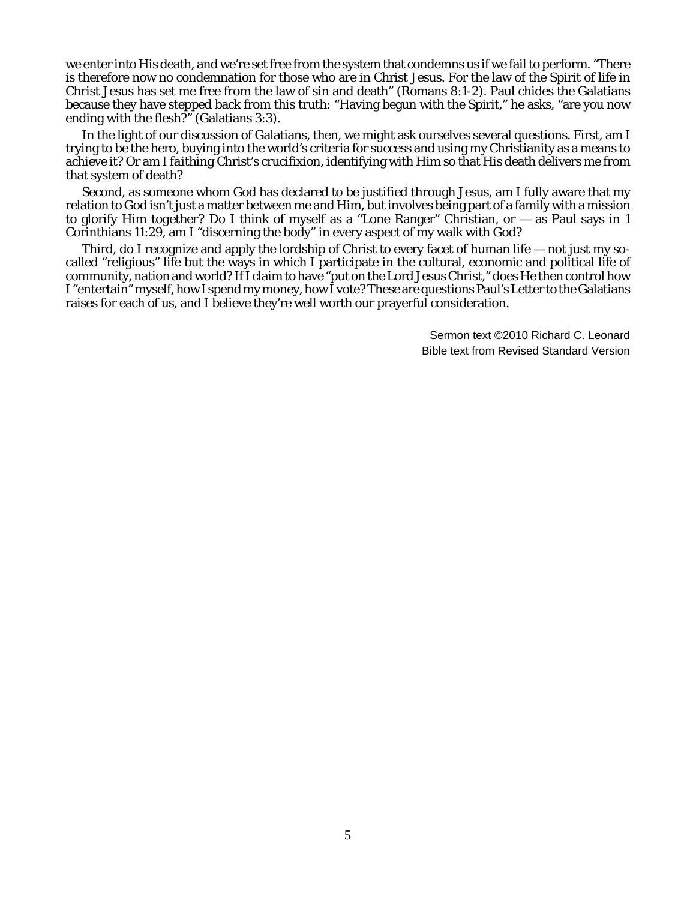we enter into His death, and we're set free from the system that condemns us if we fail to perform. "There is therefore now no condemnation for those who are in Christ Jesus. For the law of the Spirit of life in Christ Jesus has set me free from the law of sin and death" (Romans 8:1-2). Paul chides the Galatians because they have stepped back from this truth: "Having begun with the Spirit," he asks, "are you now ending with the flesh?" (Galatians 3:3).

In the light of our discussion of Galatians, then, we might ask ourselves several questions. First, am I trying to be the hero, buying into the world's criteria for success and using my Christianity as a means to achieve it? Or am I *faithing* Christ's crucifixion, identifying with Him so that His death delivers me from that system of death?

Second, as someone whom God has declared to be justified through Jesus, am I fully aware that my relation to God isn't just a matter between me and Him, but involves being part of a family with a mission to glorify Him together? Do I think of myself as a "Lone Ranger" Christian, or — as Paul says in 1 Corinthians 11:29, am I "discerning the body" in every aspect of my walk with God?

Third, do I recognize and apply the lordship of Christ to every facet of human life — not just my so-called "religious" life but the ways in which I participate in the cultural, economic and political life of community, nation and world? If I claim to have "put on the Lord Jesus Christ," does He then control how I "entertain" myself, how I spend my money, how I vote? These are questions Paul's Letter to the Galatians raises for each of us, and I believe they're well worth our prayerful consideration.

Sermon text ©2010 Richard C. Leonard
Bible text from Revised Standard Version